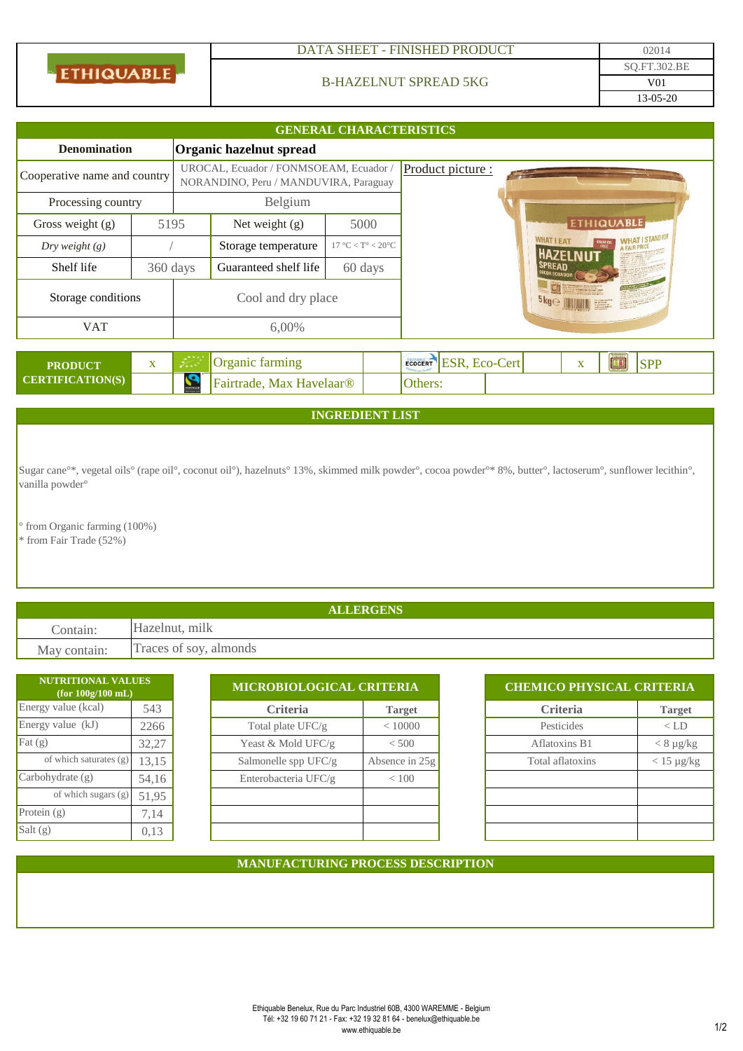| ETHIQUABLE | DATA SHEET - FINISHED PRODUCT | 02014 |
|---|---|---|
| | B-HAZELNUT SPREAD 5KG | SQ.FT.302.BE |
| | | V01 |
| | | 13-05-20 |

## GENERAL CHARACTERISTICS

| Denomination | **Organic hazelnut spread** | | |
|---|---|---|---|
| Cooperative name and country | UROCAL, Ecuador / FONMSOEAM, Ecuador / NORANDINO, Peru / MANDUVIRA, Paraguay | | |
| Processing country | Belgium | | |
| Gross weight (g) | 5195 | Net weight (g) | 5000 |
| *Dry weight (g)* | / | Storage temperature | 17 °C < T° < 20°C |
| Shelf life | 360 days | Guaranteed shelf life | 60 days |
| Storage conditions | Cool and dry place | | |
| VAT | 6,00% | | |

Product picture :

| PRODUCT CERTIFICATION(S) | x | Organic farming | | ESR, Eco-Cert | x | SPP |
|---|---|---|---|---|---|---|
| | | Fairtrade, Max Havelaar® | | Others: | | |

## INGREDIENT LIST

Sugar cane°*, vegetal oils° (rape oil°, coconut oil°), hazelnuts° 13%, skimmed milk powder°, cocoa powder°* 8%, butter°, lactoserum°, sunflower lecithin°, vanilla powder°

° from Organic farming (100%)
* from Fair Trade (52%)

## ALLERGENS

| Contain: | Hazelnut, milk |
|---|---|
| May contain: | Traces of soy, almonds |

| NUTRITIONAL VALUES (for 100g/100 mL) | |
|---|---|
| Energy value (kcal) | 543 |
| Energy value (kJ) | 2266 |
| Fat (g) | 32,27 |
| of which saturates (g) | 13,15 |
| Carbohydrate (g) | 54,16 |
| of which sugars (g) | 51,95 |
| Protein (g) | 7,14 |
| Salt (g) | 0,13 |

**MICROBIOLOGICAL CRITERIA**

| Criteria | Target |
|---|---|
| Total plate UFC/g | < 10000 |
| Yeast & Mold UFC/g | < 500 |
| Salmonelle spp UFC/g | Absence in 25g |
| Enterobacteria UFC/g | < 100 |

**CHEMICO PHYSICAL CRITERIA**

| Criteria | Target |
|---|---|
| Pesticides | < LD |
| Aflatoxins B1 | < 8 µg/kg |
| Total aflatoxins | < 15 µg/kg |

## MANUFACTURING PROCESS DESCRIPTION

Ethiquable Benelux, Rue du Parc Industriel 60B, 4300 WAREMME - Belgium
Tél: +32 19 60 71 21 - Fax: +32 19 32 81 64 - benelux@ethiquable.be
www.ethiquable.be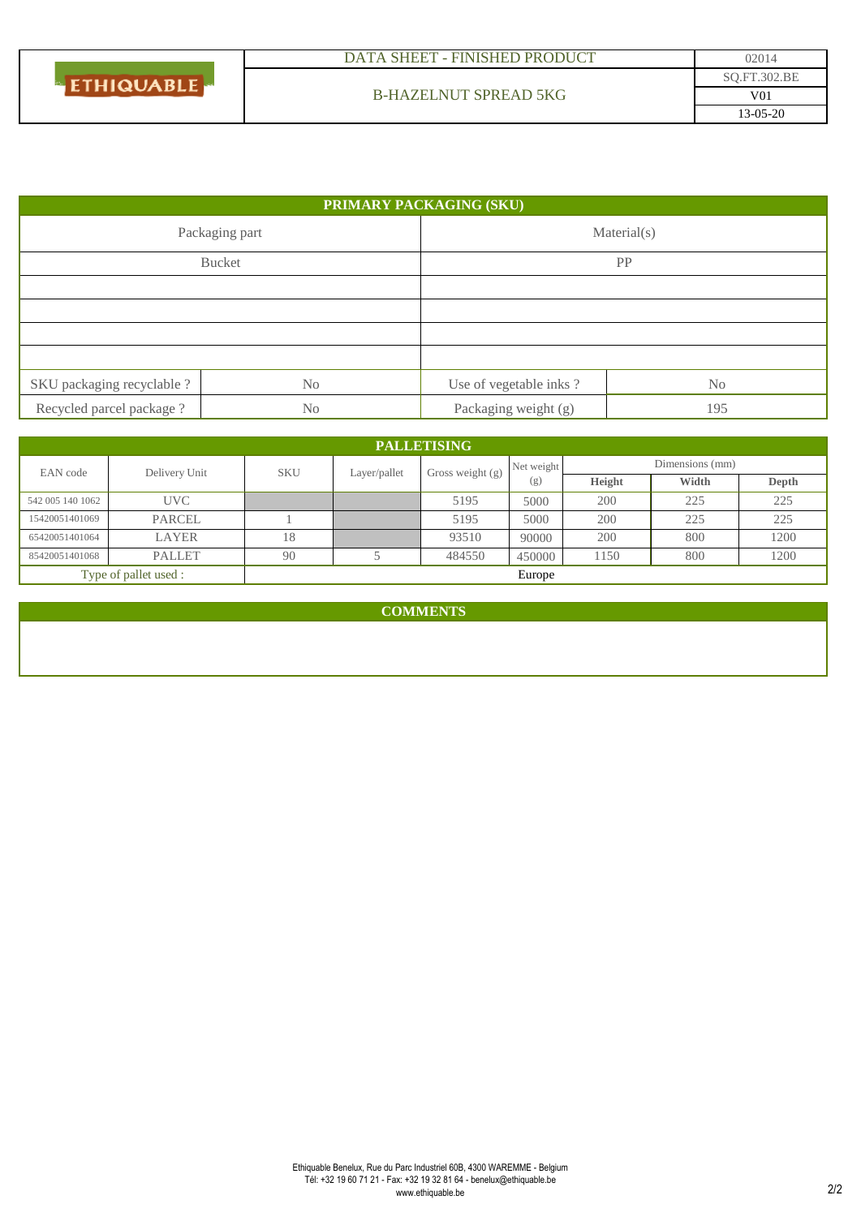| ETHIQUABLE | DATA SHEET - FINISHED PRODUCT | 02014 |
|---|---|---|
| | B-HAZELNUT SPREAD 5KG | SQ.FT.302.BE |
| | | V01 |
| | | 13-05-20 |

## PRIMARY PACKAGING (SKU)

| Packaging part | | Material(s) | |
|---|---|---|---|
| Bucket | | PP | |
| | | | |
| | | | |
| | | | |
| | | | |
| SKU packaging recyclable ? | No | Use of vegetable inks ? | No |
| Recycled parcel package ? | No | Packaging weight (g) | 195 |

## PALLETISING

| EAN code | Delivery Unit | SKU | Layer/pallet | Gross weight (g) | Net weight (g) | Dimensions (mm) | | |
|---|---|---|---|---|---|---|---|---|
| | | | | | | **Height** | **Width** | **Depth** |
| 542 005 140 1062 | UVC | | | 5195 | 5000 | 200 | 225 | 225 |
| 15420051401069 | PARCEL | 1 | | 5195 | 5000 | 200 | 225 | 225 |
| 65420051401064 | LAYER | 18 | | 93510 | 90000 | 200 | 800 | 1200 |
| 85420051401068 | PALLET | 90 | 5 | 484550 | 450000 | 1150 | 800 | 1200 |
| Type of pallet used : | | Europe | | | | | | |

## COMMENTS

Ethiquable Benelux, Rue du Parc Industriel 60B, 4300 WAREMME - Belgium
Tél: +32 19 60 71 21 - Fax: +32 19 32 81 64 - benelux@ethiquable.be
www.ethiquable.be